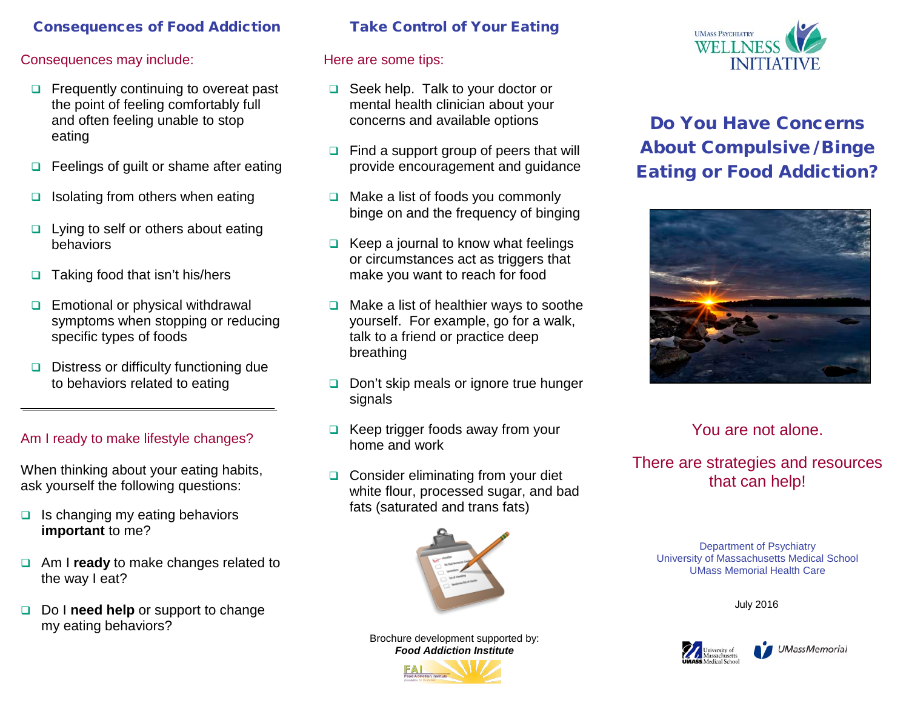## Consequences of Food Addiction

Consequences may include:

- Frequently continuing to overeat past the point of feeling comfortably full and often feeling unable to stop eating
- Feelings of guilt or shame after eating
- Isolating from others when eating
- Lying to self or others about eating behaviors
- Taking food that isn't his/hers
- Emotional or physical withdrawal symptoms when stopping or reducing specific types of foods
- Distress or difficulty functioning due to behaviors related to eating

---

Am I ready to make lifestyle changes?

When thinking about your eating habits, ask yourself the following questions:

- Is changing my eating behaviors **important** to me?
- Am I **ready** to make changes related to the way I eat?
- Do I **need help** or support to change my eating behaviors?

## Take Control of Your Eating

Here are some tips:

- Seek help. Talk to your doctor or mental health clinician about your concerns and available options
- Find a support group of peers that will provide encouragement and guidance
- Make a list of foods you commonly binge on and the frequency of binging
- Keep a journal to know what feelings or circumstances act as triggers that make you want to reach for food
- Make a list of healthier ways to soothe yourself. For example, go for a walk, talk to a friend or practice deep breathing
- Don't skip meals or ignore true hunger signals
- Keep trigger foods away from your home and work
- Consider eliminating from your diet white flour, processed sugar, and bad fats (saturated and trans fats)

Brochure development supported by:
***Food Addiction Institute***

UMass Psychiatry Wellness Initiative

# Do You Have Concerns About Compulsive/Binge Eating or Food Addiction?

You are not alone.

There are strategies and resources that can help!

Department of Psychiatry
University of Massachusetts Medical School
UMass Memorial Health Care

July 2016

University of Massachusetts Medical School · UMassMemorial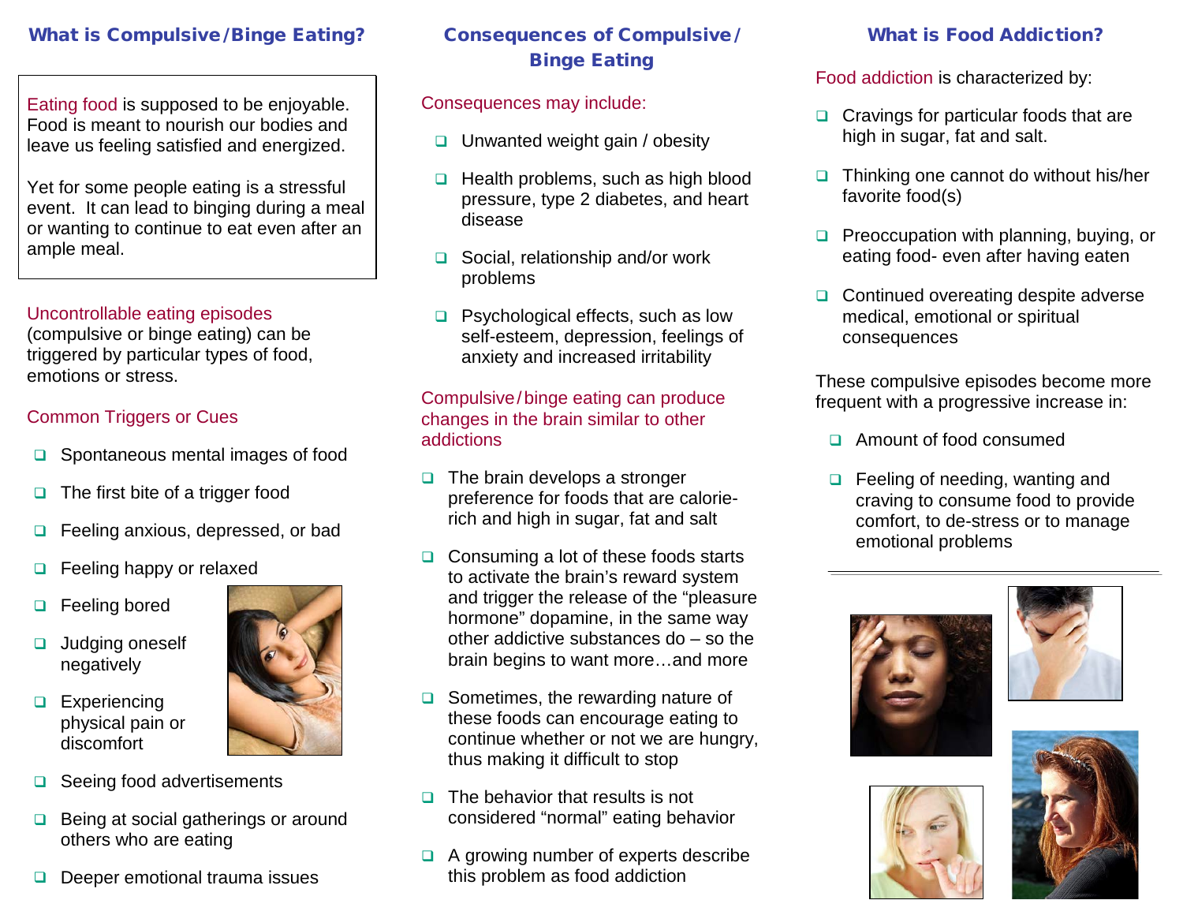## What is Compulsive/Binge Eating?

Eating food is supposed to be enjoyable. Food is meant to nourish our bodies and leave us feeling satisfied and energized.

Yet for some people eating is a stressful event. It can lead to binging during a meal or wanting to continue to eat even after an ample meal.

Uncontrollable eating episodes (compulsive or binge eating) can be triggered by particular types of food, emotions or stress.

Common Triggers or Cues

- Spontaneous mental images of food
- The first bite of a trigger food
- Feeling anxious, depressed, or bad
- Feeling happy or relaxed
- Feeling bored
- Judging oneself negatively
- Experiencing physical pain or discomfort
- Seeing food advertisements
- Being at social gatherings or around others who are eating
- Deeper emotional trauma issues

## Consequences of Compulsive/Binge Eating

Consequences may include:

- Unwanted weight gain / obesity
- Health problems, such as high blood pressure, type 2 diabetes, and heart disease
- Social, relationship and/or work problems
- Psychological effects, such as low self-esteem, depression, feelings of anxiety and increased irritability

Compulsive/binge eating can produce changes in the brain similar to other addictions

- The brain develops a stronger preference for foods that are calorie-rich and high in sugar, fat and salt
- Consuming a lot of these foods starts to activate the brain's reward system and trigger the release of the "pleasure hormone" dopamine, in the same way other addictive substances do – so the brain begins to want more…and more
- Sometimes, the rewarding nature of these foods can encourage eating to continue whether or not we are hungry, thus making it difficult to stop
- The behavior that results is not considered "normal" eating behavior
- A growing number of experts describe this problem as food addiction

## What is Food Addiction?

Food addiction is characterized by:

- Cravings for particular foods that are high in sugar, fat and salt.
- Thinking one cannot do without his/her favorite food(s)
- Preoccupation with planning, buying, or eating food- even after having eaten
- Continued overeating despite adverse medical, emotional or spiritual consequences

These compulsive episodes become more frequent with a progressive increase in:

- Amount of food consumed
- Feeling of needing, wanting and craving to consume food to provide comfort, to de-stress or to manage emotional problems